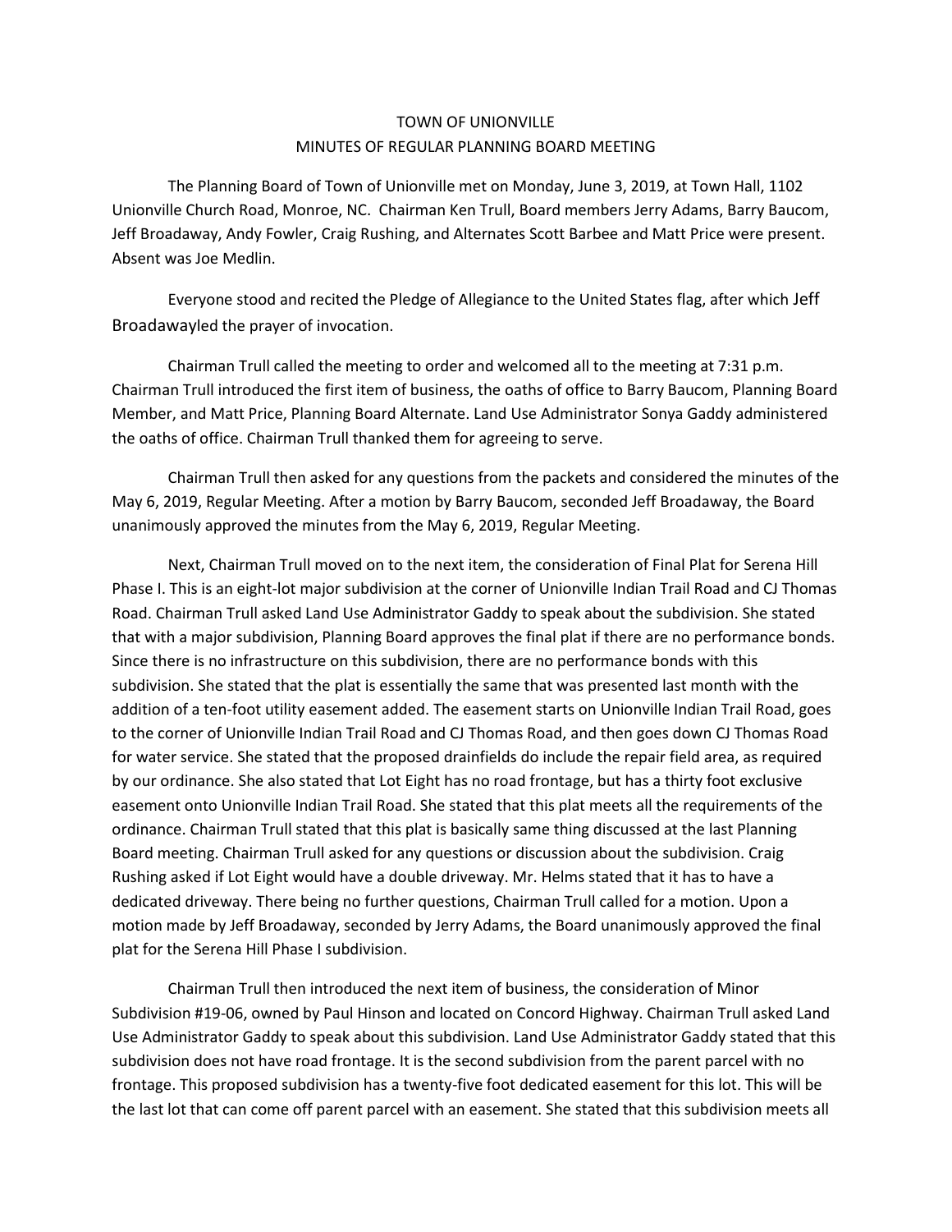# TOWN OF UNIONVILLE
## MINUTES OF REGULAR PLANNING BOARD MEETING

The Planning Board of Town of Unionville met on Monday, June 3, 2019, at Town Hall, 1102 Unionville Church Road, Monroe, NC. Chairman Ken Trull, Board members Jerry Adams, Barry Baucom, Jeff Broadaway, Andy Fowler, Craig Rushing, and Alternates Scott Barbee and Matt Price were present. Absent was Joe Medlin.

Everyone stood and recited the Pledge of Allegiance to the United States flag, after which Jeff Broadawayled the prayer of invocation.

Chairman Trull called the meeting to order and welcomed all to the meeting at 7:31 p.m. Chairman Trull introduced the first item of business, the oaths of office to Barry Baucom, Planning Board Member, and Matt Price, Planning Board Alternate. Land Use Administrator Sonya Gaddy administered the oaths of office. Chairman Trull thanked them for agreeing to serve.

Chairman Trull then asked for any questions from the packets and considered the minutes of the May 6, 2019, Regular Meeting. After a motion by Barry Baucom, seconded Jeff Broadaway, the Board unanimously approved the minutes from the May 6, 2019, Regular Meeting.

Next, Chairman Trull moved on to the next item, the consideration of Final Plat for Serena Hill Phase I. This is an eight-lot major subdivision at the corner of Unionville Indian Trail Road and CJ Thomas Road. Chairman Trull asked Land Use Administrator Gaddy to speak about the subdivision. She stated that with a major subdivision, Planning Board approves the final plat if there are no performance bonds. Since there is no infrastructure on this subdivision, there are no performance bonds with this subdivision. She stated that the plat is essentially the same that was presented last month with the addition of a ten-foot utility easement added. The easement starts on Unionville Indian Trail Road, goes to the corner of Unionville Indian Trail Road and CJ Thomas Road, and then goes down CJ Thomas Road for water service. She stated that the proposed drainfields do include the repair field area, as required by our ordinance. She also stated that Lot Eight has no road frontage, but has a thirty foot exclusive easement onto Unionville Indian Trail Road. She stated that this plat meets all the requirements of the ordinance. Chairman Trull stated that this plat is basically same thing discussed at the last Planning Board meeting. Chairman Trull asked for any questions or discussion about the subdivision. Craig Rushing asked if Lot Eight would have a double driveway. Mr. Helms stated that it has to have a dedicated driveway. There being no further questions, Chairman Trull called for a motion. Upon a motion made by Jeff Broadaway, seconded by Jerry Adams, the Board unanimously approved the final plat for the Serena Hill Phase I subdivision.

Chairman Trull then introduced the next item of business, the consideration of Minor Subdivision #19-06, owned by Paul Hinson and located on Concord Highway. Chairman Trull asked Land Use Administrator Gaddy to speak about this subdivision. Land Use Administrator Gaddy stated that this subdivision does not have road frontage. It is the second subdivision from the parent parcel with no frontage. This proposed subdivision has a twenty-five foot dedicated easement for this lot. This will be the last lot that can come off parent parcel with an easement. She stated that this subdivision meets all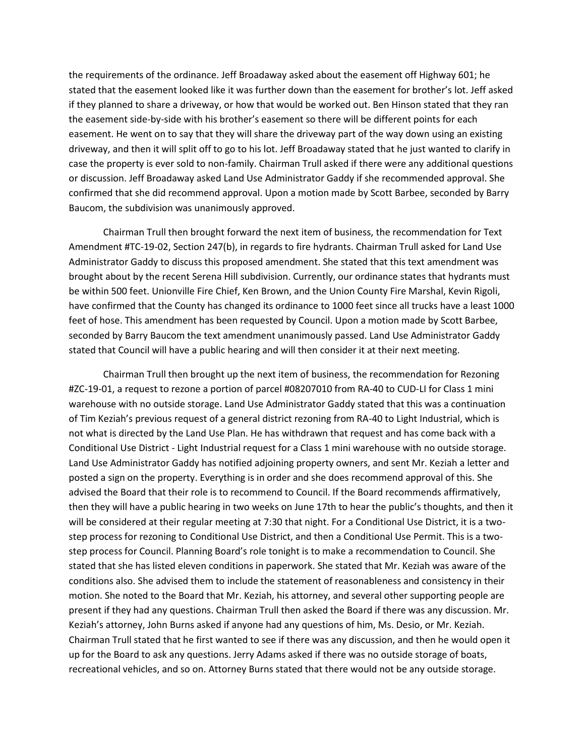the requirements of the ordinance. Jeff Broadaway asked about the easement off Highway 601; he stated that the easement looked like it was further down than the easement for brother's lot. Jeff asked if they planned to share a driveway, or how that would be worked out. Ben Hinson stated that they ran the easement side-by-side with his brother's easement so there will be different points for each easement. He went on to say that they will share the driveway part of the way down using an existing driveway, and then it will split off to go to his lot. Jeff Broadaway stated that he just wanted to clarify in case the property is ever sold to non-family. Chairman Trull asked if there were any additional questions or discussion. Jeff Broadaway asked Land Use Administrator Gaddy if she recommended approval. She confirmed that she did recommend approval. Upon a motion made by Scott Barbee, seconded by Barry Baucom, the subdivision was unanimously approved.

Chairman Trull then brought forward the next item of business, the recommendation for Text Amendment #TC-19-02, Section 247(b), in regards to fire hydrants. Chairman Trull asked for Land Use Administrator Gaddy to discuss this proposed amendment. She stated that this text amendment was brought about by the recent Serena Hill subdivision. Currently, our ordinance states that hydrants must be within 500 feet. Unionville Fire Chief, Ken Brown, and the Union County Fire Marshal, Kevin Rigoli, have confirmed that the County has changed its ordinance to 1000 feet since all trucks have a least 1000 feet of hose. This amendment has been requested by Council. Upon a motion made by Scott Barbee, seconded by Barry Baucom the text amendment unanimously passed. Land Use Administrator Gaddy stated that Council will have a public hearing and will then consider it at their next meeting.

Chairman Trull then brought up the next item of business, the recommendation for Rezoning #ZC-19-01, a request to rezone a portion of parcel #08207010 from RA-40 to CUD-LI for Class 1 mini warehouse with no outside storage. Land Use Administrator Gaddy stated that this was a continuation of Tim Keziah's previous request of a general district rezoning from RA-40 to Light Industrial, which is not what is directed by the Land Use Plan. He has withdrawn that request and has come back with a Conditional Use District - Light Industrial request for a Class 1 mini warehouse with no outside storage. Land Use Administrator Gaddy has notified adjoining property owners, and sent Mr. Keziah a letter and posted a sign on the property. Everything is in order and she does recommend approval of this. She advised the Board that their role is to recommend to Council. If the Board recommends affirmatively, then they will have a public hearing in two weeks on June 17th to hear the public's thoughts, and then it will be considered at their regular meeting at 7:30 that night. For a Conditional Use District, it is a two-step process for rezoning to Conditional Use District, and then a Conditional Use Permit. This is a two-step process for Council. Planning Board's role tonight is to make a recommendation to Council. She stated that she has listed eleven conditions in paperwork. She stated that Mr. Keziah was aware of the conditions also. She advised them to include the statement of reasonableness and consistency in their motion. She noted to the Board that Mr. Keziah, his attorney, and several other supporting people are present if they had any questions. Chairman Trull then asked the Board if there was any discussion. Mr. Keziah's attorney, John Burns asked if anyone had any questions of him, Ms. Desio, or Mr. Keziah. Chairman Trull stated that he first wanted to see if there was any discussion, and then he would open it up for the Board to ask any questions. Jerry Adams asked if there was no outside storage of boats, recreational vehicles, and so on. Attorney Burns stated that there would not be any outside storage.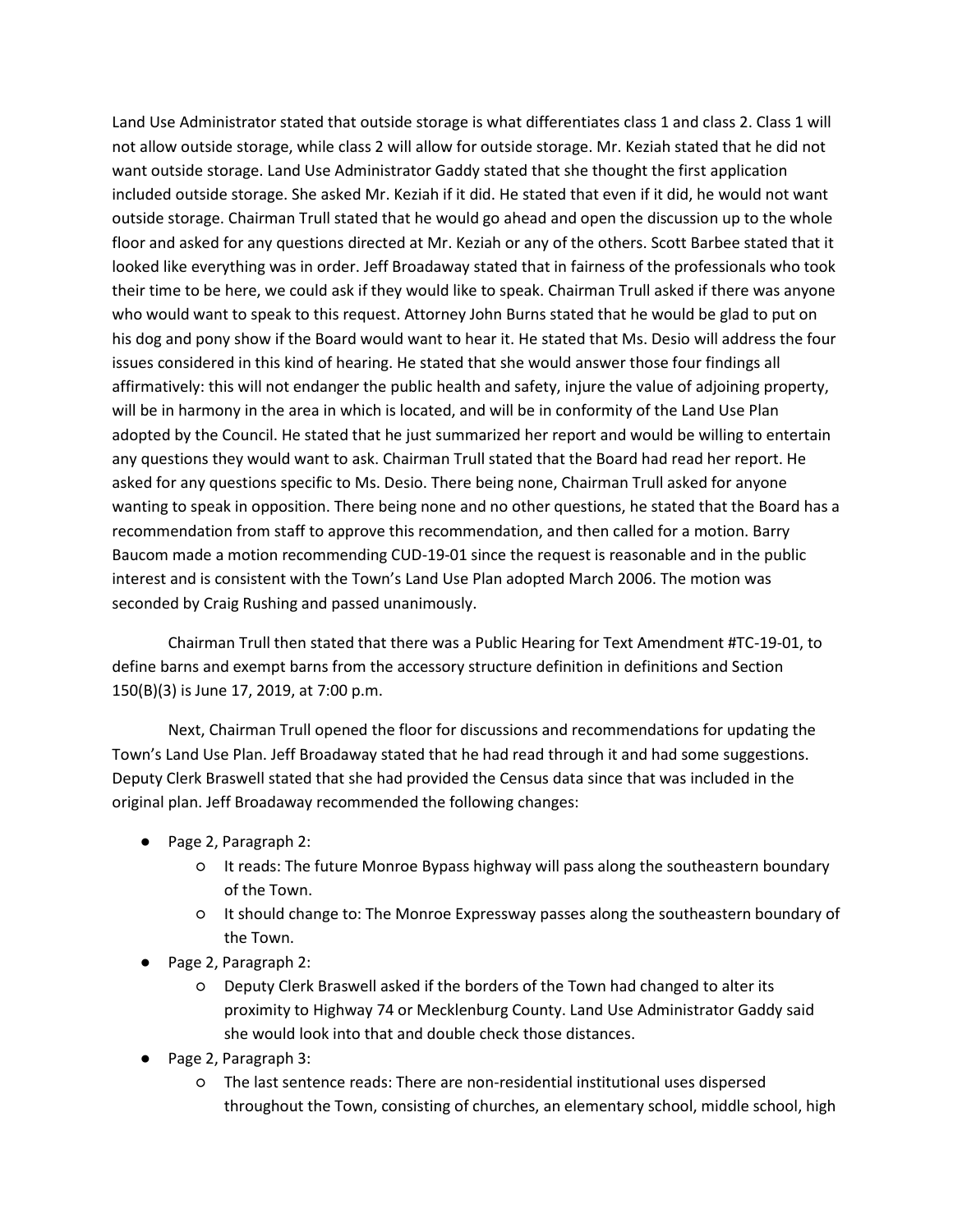Land Use Administrator stated that outside storage is what differentiates class 1 and class 2. Class 1 will not allow outside storage, while class 2 will allow for outside storage. Mr. Keziah stated that he did not want outside storage. Land Use Administrator Gaddy stated that she thought the first application included outside storage. She asked Mr. Keziah if it did. He stated that even if it did, he would not want outside storage. Chairman Trull stated that he would go ahead and open the discussion up to the whole floor and asked for any questions directed at Mr. Keziah or any of the others. Scott Barbee stated that it looked like everything was in order. Jeff Broadaway stated that in fairness of the professionals who took their time to be here, we could ask if they would like to speak. Chairman Trull asked if there was anyone who would want to speak to this request. Attorney John Burns stated that he would be glad to put on his dog and pony show if the Board would want to hear it. He stated that Ms. Desio will address the four issues considered in this kind of hearing. He stated that she would answer those four findings all affirmatively: this will not endanger the public health and safety, injure the value of adjoining property, will be in harmony in the area in which is located, and will be in conformity of the Land Use Plan adopted by the Council. He stated that he just summarized her report and would be willing to entertain any questions they would want to ask. Chairman Trull stated that the Board had read her report. He asked for any questions specific to Ms. Desio. There being none, Chairman Trull asked for anyone wanting to speak in opposition. There being none and no other questions, he stated that the Board has a recommendation from staff to approve this recommendation, and then called for a motion. Barry Baucom made a motion recommending CUD-19-01 since the request is reasonable and in the public interest and is consistent with the Town's Land Use Plan adopted March 2006. The motion was seconded by Craig Rushing and passed unanimously.

Chairman Trull then stated that there was a Public Hearing for Text Amendment #TC-19-01, to define barns and exempt barns from the accessory structure definition in definitions and Section 150(B)(3) is June 17, 2019, at 7:00 p.m.

Next, Chairman Trull opened the floor for discussions and recommendations for updating the Town's Land Use Plan. Jeff Broadaway stated that he had read through it and had some suggestions. Deputy Clerk Braswell stated that she had provided the Census data since that was included in the original plan. Jeff Broadaway recommended the following changes:

- Page 2, Paragraph 2:
    - It reads: The future Monroe Bypass highway will pass along the southeastern boundary of the Town.
    - It should change to: The Monroe Expressway passes along the southeastern boundary of the Town.
- Page 2, Paragraph 2:
    - Deputy Clerk Braswell asked if the borders of the Town had changed to alter its proximity to Highway 74 or Mecklenburg County. Land Use Administrator Gaddy said she would look into that and double check those distances.
- Page 2, Paragraph 3:
    - The last sentence reads: There are non-residential institutional uses dispersed throughout the Town, consisting of churches, an elementary school, middle school, high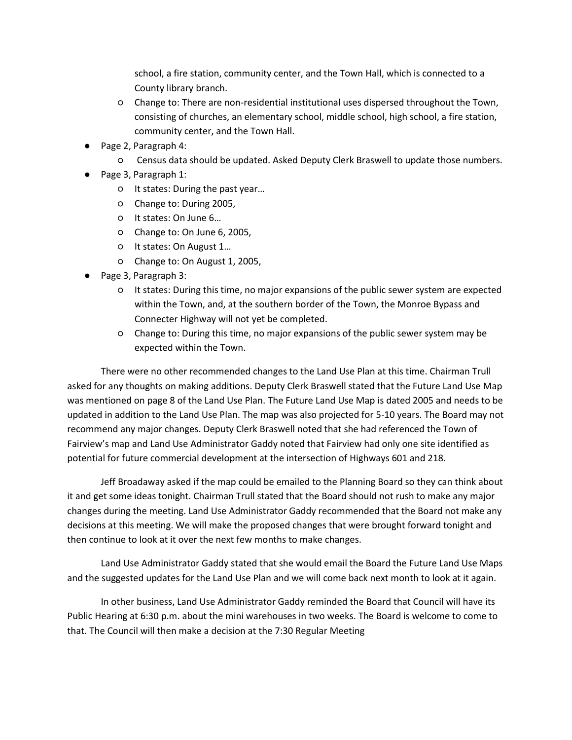school, a fire station, community center, and the Town Hall, which is connected to a County library branch.
    - Change to: There are non-residential institutional uses dispersed throughout the Town, consisting of churches, an elementary school, middle school, high school, a fire station, community center, and the Town Hall.
- Page 2, Paragraph 4:
    - Census data should be updated. Asked Deputy Clerk Braswell to update those numbers.
- Page 3, Paragraph 1:
    - It states: During the past year…
    - Change to: During 2005,
    - It states: On June 6…
    - Change to: On June 6, 2005,
    - It states: On August 1…
    - Change to: On August 1, 2005,
- Page 3, Paragraph 3:
    - It states: During this time, no major expansions of the public sewer system are expected within the Town, and, at the southern border of the Town, the Monroe Bypass and Connecter Highway will not yet be completed.
    - Change to: During this time, no major expansions of the public sewer system may be expected within the Town.

There were no other recommended changes to the Land Use Plan at this time. Chairman Trull asked for any thoughts on making additions. Deputy Clerk Braswell stated that the Future Land Use Map was mentioned on page 8 of the Land Use Plan. The Future Land Use Map is dated 2005 and needs to be updated in addition to the Land Use Plan. The map was also projected for 5-10 years. The Board may not recommend any major changes. Deputy Clerk Braswell noted that she had referenced the Town of Fairview's map and Land Use Administrator Gaddy noted that Fairview had only one site identified as potential for future commercial development at the intersection of Highways 601 and 218.

Jeff Broadaway asked if the map could be emailed to the Planning Board so they can think about it and get some ideas tonight. Chairman Trull stated that the Board should not rush to make any major changes during the meeting. Land Use Administrator Gaddy recommended that the Board not make any decisions at this meeting. We will make the proposed changes that were brought forward tonight and then continue to look at it over the next few months to make changes.

Land Use Administrator Gaddy stated that she would email the Board the Future Land Use Maps and the suggested updates for the Land Use Plan and we will come back next month to look at it again.

In other business, Land Use Administrator Gaddy reminded the Board that Council will have its Public Hearing at 6:30 p.m. about the mini warehouses in two weeks. The Board is welcome to come to that. The Council will then make a decision at the 7:30 Regular Meeting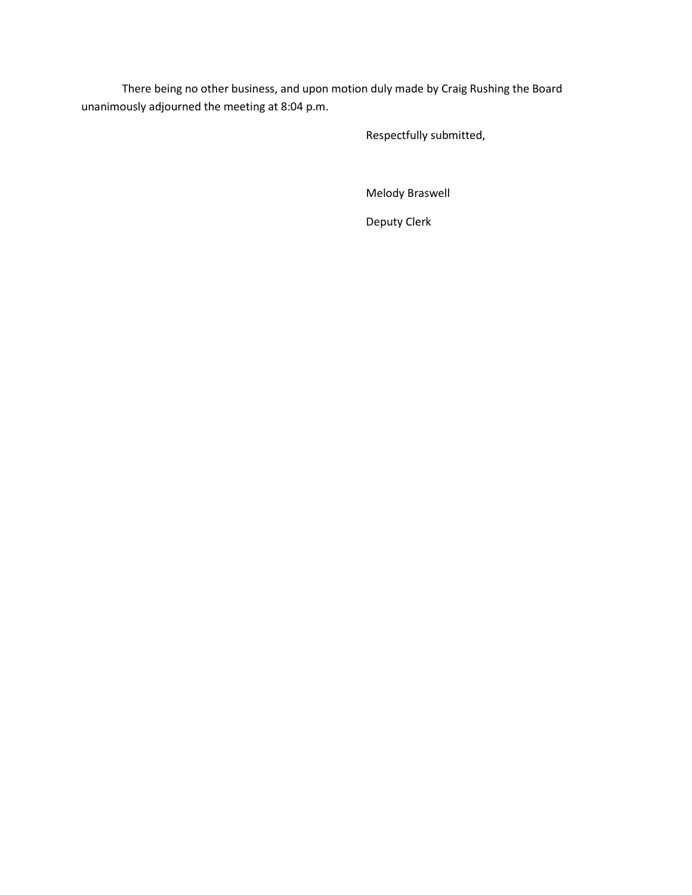There being no other business, and upon motion duly made by Craig Rushing the Board unanimously adjourned the meeting at 8:04 p.m.

Respectfully submitted,

Melody Braswell

Deputy Clerk